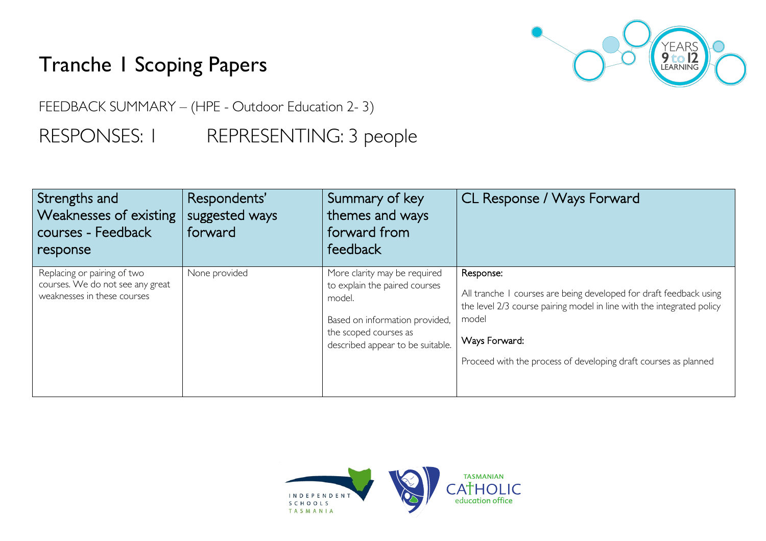# Tranche 1 Scoping Papers

FEEDBACK SUMMARY – (HPE - Outdoor Education 2- 3)

RESPONSES: 1 REPRESENTING: 3 people

| Strengths and Weaknesses of existing courses - Feedback response | Respondents' suggested ways forward | Summary of key themes and ways forward from feedback | CL Response / Ways Forward |
|---|---|---|---|
| Replacing or pairing of two courses. We do not see any great weaknesses in these courses | None provided | More clarity may be required to explain the paired courses model.<br><br>Based on information provided, the scoped courses as described appear to be suitable. | Response:<br><br>All tranche 1 courses are being developed for draft feedback using the level 2/3 course pairing model in line with the integrated policy model<br><br>Ways Forward:<br><br>Proceed with the process of developing draft courses as planned |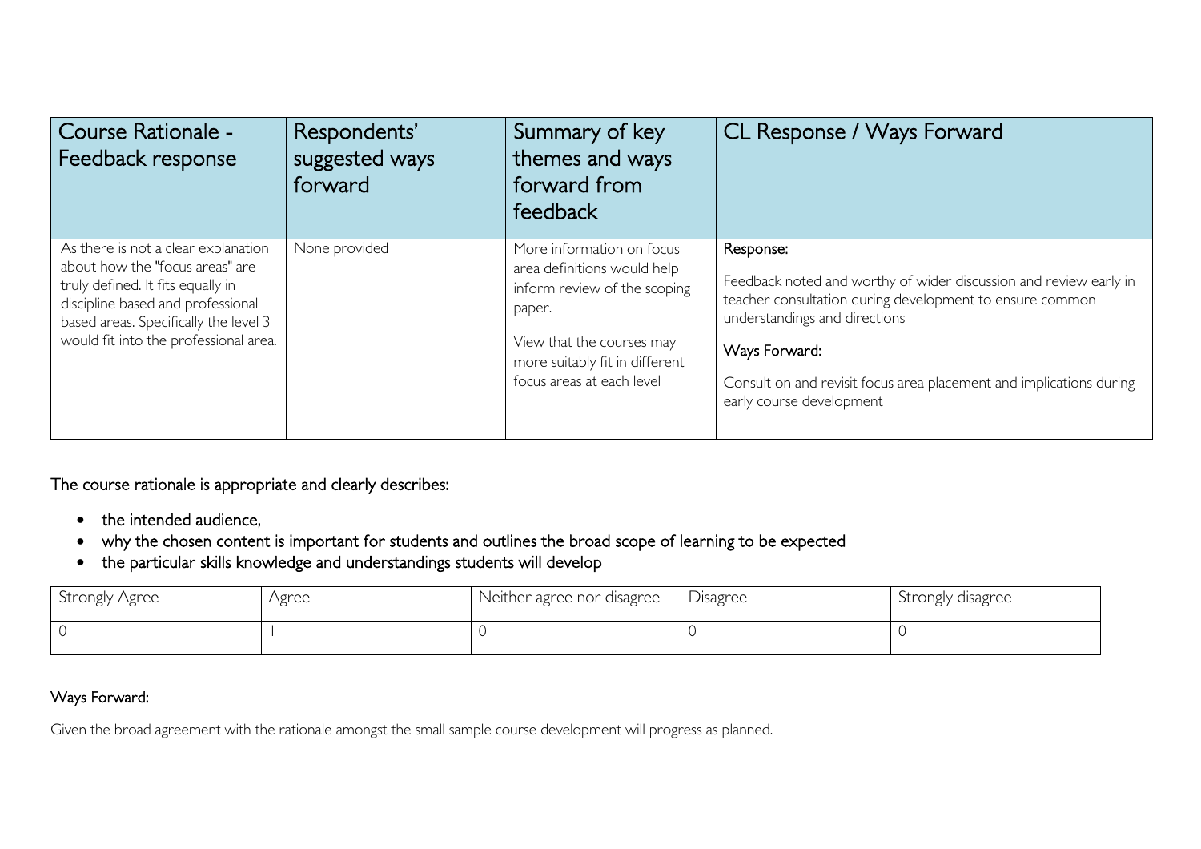| Course Rationale - Feedback response | Respondents' suggested ways forward | Summary of key themes and ways forward from feedback | CL Response / Ways Forward |
|---|---|---|---|
| As there is not a clear explanation about how the "focus areas" are truly defined. It fits equally in discipline based and professional based areas. Specifically the level 3 would fit into the professional area. | None provided | More information on focus area definitions would help inform review of the scoping paper.<br><br>View that the courses may more suitably fit in different focus areas at each level | Response:<br><br>Feedback noted and worthy of wider discussion and review early in teacher consultation during development to ensure common understandings and directions<br><br>Ways Forward:<br><br>Consult on and revisit focus area placement and implications during early course development |

The course rationale is appropriate and clearly describes:

- the intended audience,
- why the chosen content is important for students and outlines the broad scope of learning to be expected
- the particular skills knowledge and understandings students will develop

| Strongly Agree | Agree | Neither agree nor disagree | Disagree | Strongly disagree |
|---|---|---|---|---|
| 0 | 1 | 0 | 0 | 0 |

Ways Forward:

Given the broad agreement with the rationale amongst the small sample course development will progress as planned.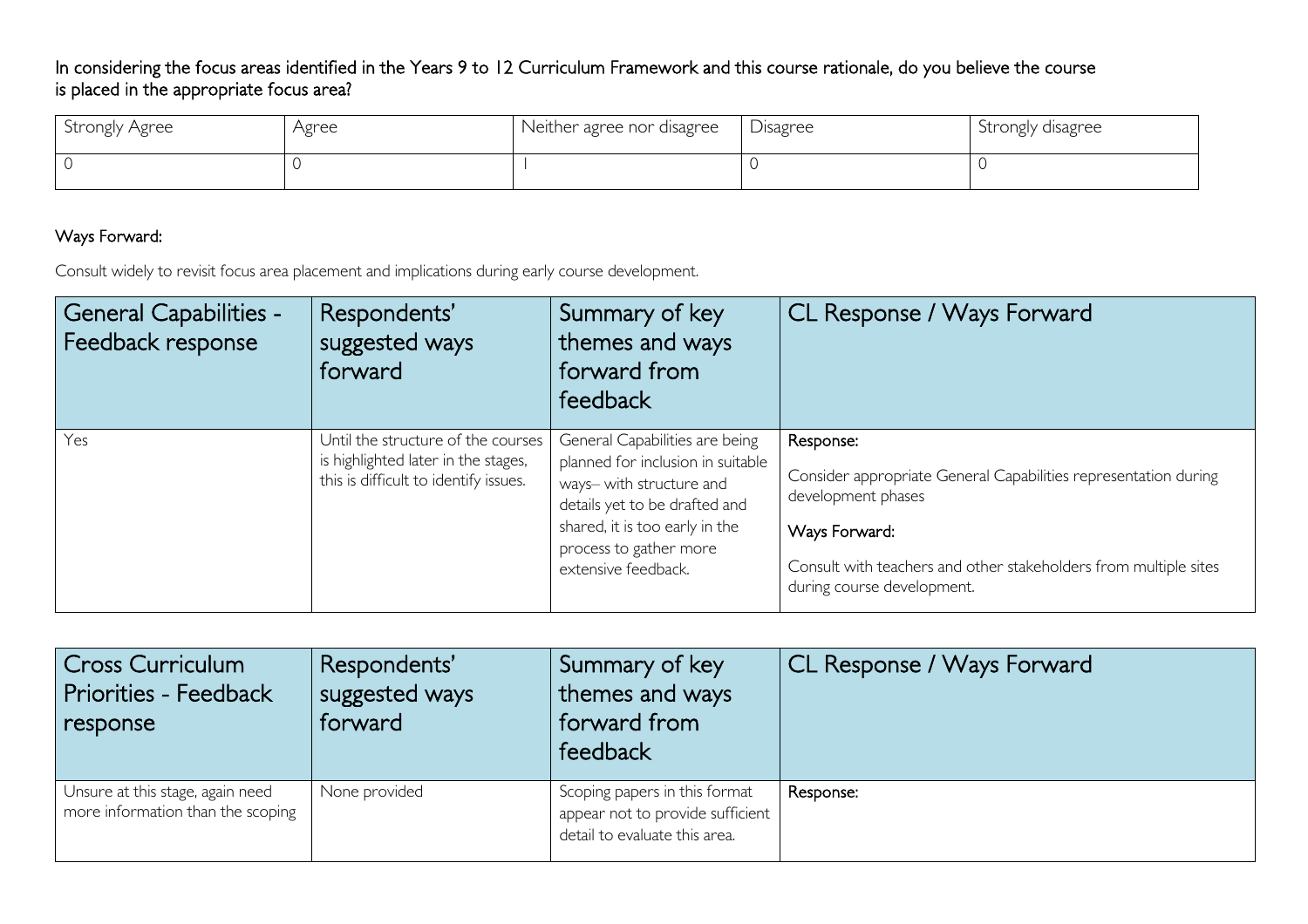In considering the focus areas identified in the Years 9 to 12 Curriculum Framework and this course rationale, do you believe the course is placed in the appropriate focus area?

| Strongly Agree | Agree | Neither agree nor disagree | Disagree | Strongly disagree |
|---|---|---|---|---|
| 0 | 0 | 1 | 0 | 0 |

Ways Forward:

Consult widely to revisit focus area placement and implications during early course development.

| General Capabilities - Feedback response | Respondents' suggested ways forward | Summary of key themes and ways forward from feedback | CL Response / Ways Forward |
|---|---|---|---|
| Yes | Until the structure of the courses is highlighted later in the stages, this is difficult to identify issues. | General Capabilities are being planned for inclusion in suitable ways– with structure and details yet to be drafted and shared, it is too early in the process to gather more extensive feedback. | Response:<br><br>Consider appropriate General Capabilities representation during development phases<br><br>Ways Forward:<br><br>Consult with teachers and other stakeholders from multiple sites during course development. |

| Cross Curriculum Priorities - Feedback response | Respondents' suggested ways forward | Summary of key themes and ways forward from feedback | CL Response / Ways Forward |
|---|---|---|---|
| Unsure at this stage, again need more information than the scoping | None provided | Scoping papers in this format appear not to provide sufficient detail to evaluate this area. | Response: |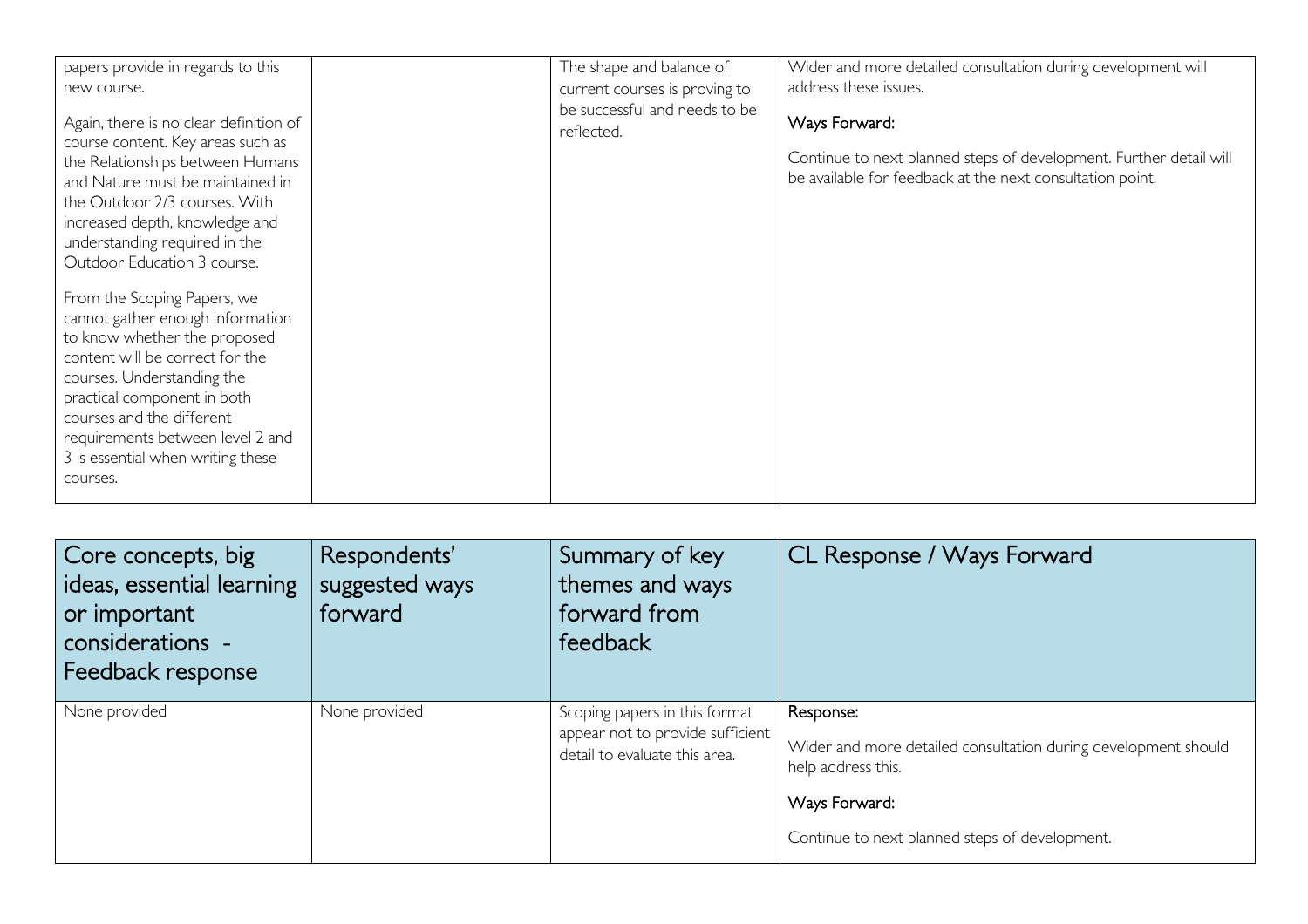| | | | |
|---|---|---|---|
| papers provide in regards to this new course.<br><br>Again, there is no clear definition of course content. Key areas such as the Relationships between Humans and Nature must be maintained in the Outdoor 2/3 courses. With increased depth, knowledge and understanding required in the Outdoor Education 3 course.<br><br>From the Scoping Papers, we cannot gather enough information to know whether the proposed content will be correct for the courses. Understanding the practical component in both courses and the different requirements between level 2 and 3 is essential when writing these courses. | | The shape and balance of current courses is proving to be successful and needs to be reflected. | Wider and more detailed consultation during development will address these issues.<br><br>Ways Forward:<br><br>Continue to next planned steps of development. Further detail will be available for feedback at the next consultation point. |

| Core concepts, big ideas, essential learning or important considerations - Feedback response | Respondents' suggested ways forward | Summary of key themes and ways forward from feedback | CL Response / Ways Forward |
|---|---|---|---|
| None provided | None provided | Scoping papers in this format appear not to provide sufficient detail to evaluate this area. | Response:<br><br>Wider and more detailed consultation during development should help address this.<br><br>Ways Forward:<br><br>Continue to next planned steps of development. |